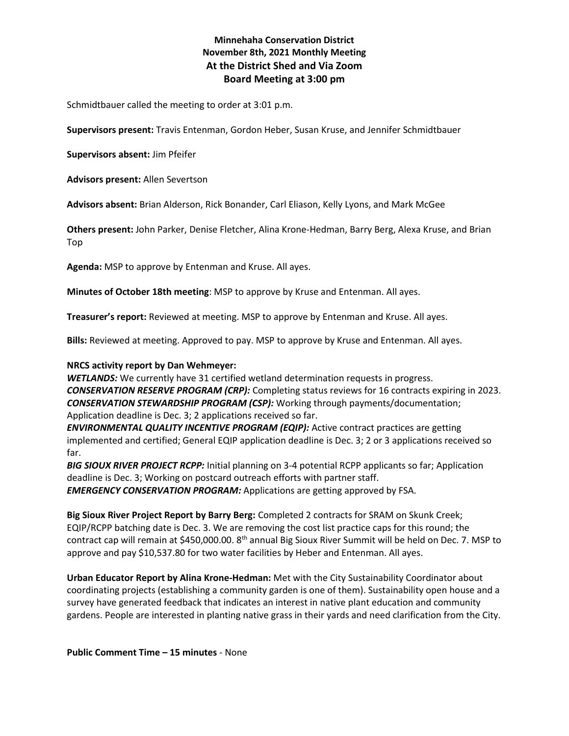**Minnehaha Conservation District**
**November 8th, 2021 Monthly Meeting**
**At the District Shed and Via Zoom**
**Board Meeting at 3:00 pm**

Schmidtbauer called the meeting to order at 3:01 p.m.

**Supervisors present:** Travis Entenman, Gordon Heber, Susan Kruse, and Jennifer Schmidtbauer

**Supervisors absent:** Jim Pfeifer

**Advisors present:** Allen Severtson

**Advisors absent:** Brian Alderson, Rick Bonander, Carl Eliason, Kelly Lyons, and Mark McGee

**Others present:** John Parker, Denise Fletcher, Alina Krone-Hedman, Barry Berg, Alexa Kruse, and Brian Top

**Agenda:** MSP to approve by Entenman and Kruse. All ayes.

**Minutes of October 18th meeting**: MSP to approve by Kruse and Entenman. All ayes.

**Treasurer's report:** Reviewed at meeting. MSP to approve by Entenman and Kruse. All ayes.

**Bills:** Reviewed at meeting. Approved to pay. MSP to approve by Kruse and Entenman. All ayes.

**NRCS activity report by Dan Wehmeyer:**
***WETLANDS:*** We currently have 31 certified wetland determination requests in progress.
***CONSERVATION RESERVE PROGRAM (CRP):*** Completing status reviews for 16 contracts expiring in 2023.
***CONSERVATION STEWARDSHIP PROGRAM (CSP):*** Working through payments/documentation; Application deadline is Dec. 3; 2 applications received so far.
***ENVIRONMENTAL QUALITY INCENTIVE PROGRAM (EQIP):*** Active contract practices are getting implemented and certified; General EQIP application deadline is Dec. 3; 2 or 3 applications received so far.
***BIG SIOUX RIVER PROJECT RCPP:*** Initial planning on 3-4 potential RCPP applicants so far; Application deadline is Dec. 3; Working on postcard outreach efforts with partner staff.
***EMERGENCY CONSERVATION PROGRAM:*** Applications are getting approved by FSA.

**Big Sioux River Project Report by Barry Berg:** Completed 2 contracts for SRAM on Skunk Creek; EQIP/RCPP batching date is Dec. 3. We are removing the cost list practice caps for this round; the contract cap will remain at $450,000.00. 8th annual Big Sioux River Summit will be held on Dec. 7. MSP to approve and pay $10,537.80 for two water facilities by Heber and Entenman. All ayes.

**Urban Educator Report by Alina Krone-Hedman:** Met with the City Sustainability Coordinator about coordinating projects (establishing a community garden is one of them). Sustainability open house and a survey have generated feedback that indicates an interest in native plant education and community gardens. People are interested in planting native grass in their yards and need clarification from the City.

**Public Comment Time – 15 minutes** - None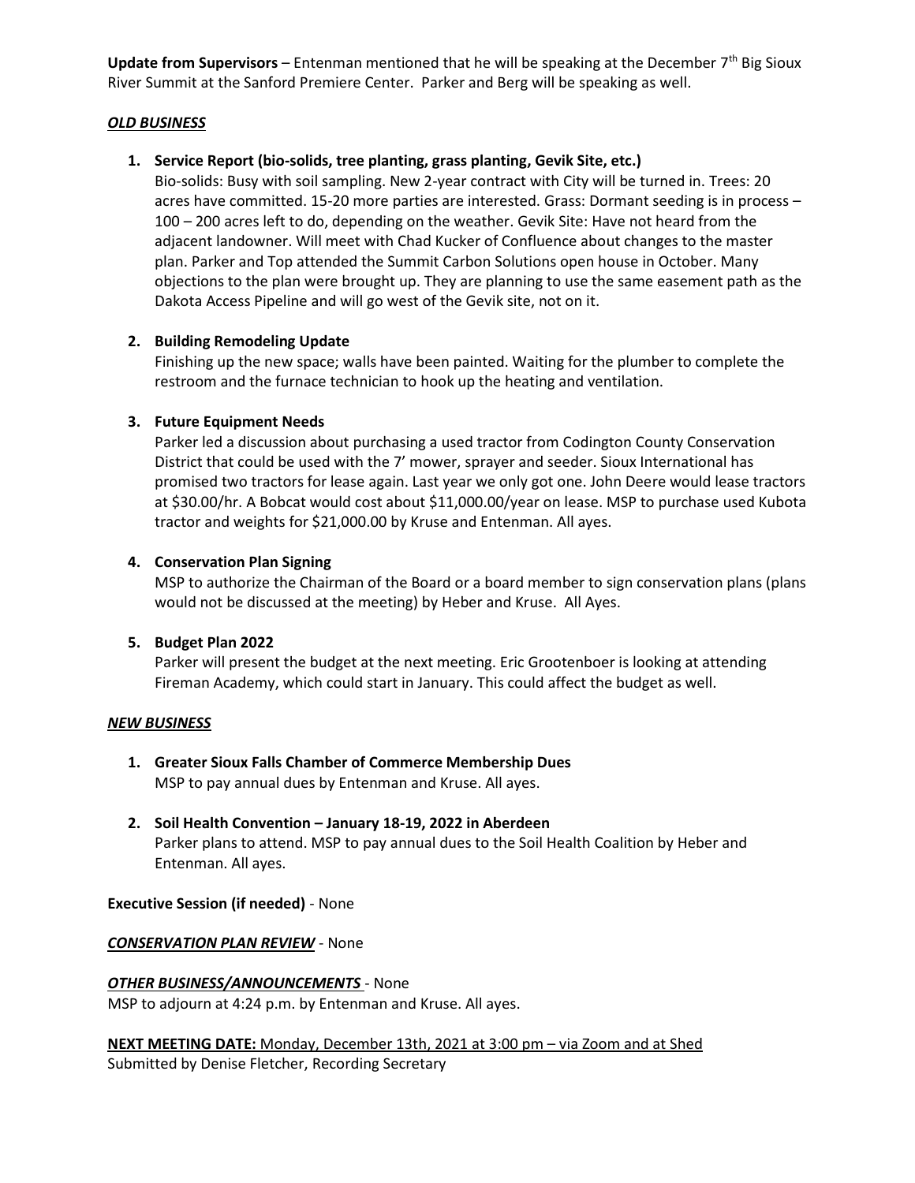**Update from Supervisors** – Entenman mentioned that he will be speaking at the December 7th Big Sioux River Summit at the Sanford Premiere Center. Parker and Berg will be speaking as well.

***OLD BUSINESS***

1. **Service Report (bio-solids, tree planting, grass planting, Gevik Site, etc.)**
   Bio-solids: Busy with soil sampling. New 2-year contract with City will be turned in. Trees: 20 acres have committed. 15-20 more parties are interested. Grass: Dormant seeding is in process – 100 – 200 acres left to do, depending on the weather. Gevik Site: Have not heard from the adjacent landowner. Will meet with Chad Kucker of Confluence about changes to the master plan. Parker and Top attended the Summit Carbon Solutions open house in October. Many objections to the plan were brought up. They are planning to use the same easement path as the Dakota Access Pipeline and will go west of the Gevik site, not on it.

2. **Building Remodeling Update**
   Finishing up the new space; walls have been painted. Waiting for the plumber to complete the restroom and the furnace technician to hook up the heating and ventilation.

3. **Future Equipment Needs**
   Parker led a discussion about purchasing a used tractor from Codington County Conservation District that could be used with the 7' mower, sprayer and seeder. Sioux International has promised two tractors for lease again. Last year we only got one. John Deere would lease tractors at $30.00/hr. A Bobcat would cost about $11,000.00/year on lease. MSP to purchase used Kubota tractor and weights for $21,000.00 by Kruse and Entenman. All ayes.

4. **Conservation Plan Signing**
   MSP to authorize the Chairman of the Board or a board member to sign conservation plans (plans would not be discussed at the meeting) by Heber and Kruse. All Ayes.

5. **Budget Plan 2022**
   Parker will present the budget at the next meeting. Eric Grootenboer is looking at attending Fireman Academy, which could start in January. This could affect the budget as well.

***NEW BUSINESS***

1. **Greater Sioux Falls Chamber of Commerce Membership Dues**
   MSP to pay annual dues by Entenman and Kruse. All ayes.

2. **Soil Health Convention – January 18-19, 2022 in Aberdeen**
   Parker plans to attend. MSP to pay annual dues to the Soil Health Coalition by Heber and Entenman. All ayes.

**Executive Session (if needed)** - None

***CONSERVATION PLAN REVIEW*** - None

***OTHER BUSINESS/ANNOUNCEMENTS*** - None
MSP to adjourn at 4:24 p.m. by Entenman and Kruse. All ayes.

**NEXT MEETING DATE:** Monday, December 13th, 2021 at 3:00 pm – via Zoom and at Shed
Submitted by Denise Fletcher, Recording Secretary